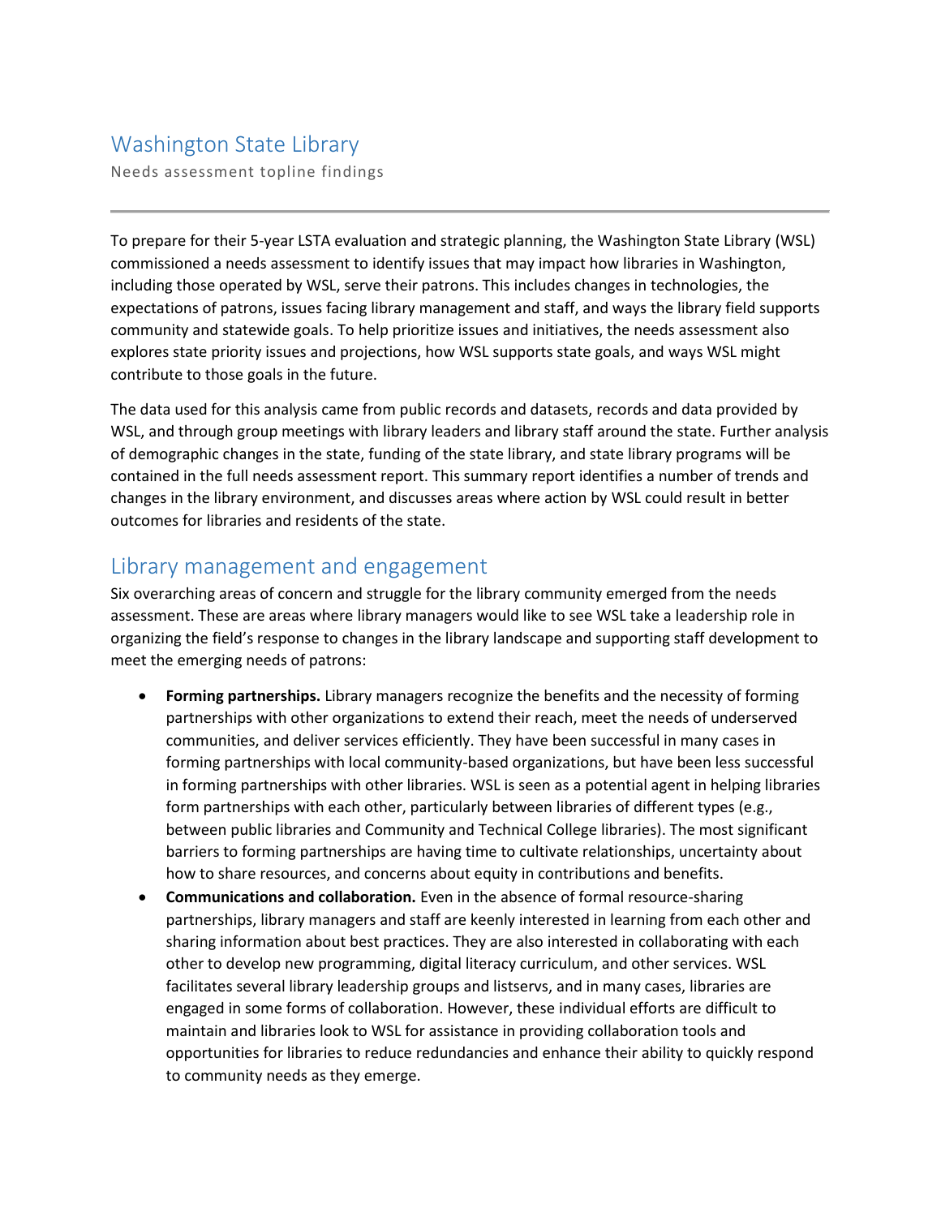# Washington State Library

Needs assessment topline findings

To prepare for their 5-year LSTA evaluation and strategic planning, the Washington State Library (WSL) commissioned a needs assessment to identify issues that may impact how libraries in Washington, including those operated by WSL, serve their patrons. This includes changes in technologies, the expectations of patrons, issues facing library management and staff, and ways the library field supports community and statewide goals. To help prioritize issues and initiatives, the needs assessment also explores state priority issues and projections, how WSL supports state goals, and ways WSL might contribute to those goals in the future.

The data used for this analysis came from public records and datasets, records and data provided by WSL, and through group meetings with library leaders and library staff around the state. Further analysis of demographic changes in the state, funding of the state library, and state library programs will be contained in the full needs assessment report. This summary report identifies a number of trends and changes in the library environment, and discusses areas where action by WSL could result in better outcomes for libraries and residents of the state.

## Library management and engagement

Six overarching areas of concern and struggle for the library community emerged from the needs assessment. These are areas where library managers would like to see WSL take a leadership role in organizing the field's response to changes in the library landscape and supporting staff development to meet the emerging needs of patrons:

- **Forming partnerships.** Library managers recognize the benefits and the necessity of forming partnerships with other organizations to extend their reach, meet the needs of underserved communities, and deliver services efficiently. They have been successful in many cases in forming partnerships with local community-based organizations, but have been less successful in forming partnerships with other libraries. WSL is seen as a potential agent in helping libraries form partnerships with each other, particularly between libraries of different types (e.g., between public libraries and Community and Technical College libraries). The most significant barriers to forming partnerships are having time to cultivate relationships, uncertainty about how to share resources, and concerns about equity in contributions and benefits.
- **Communications and collaboration.** Even in the absence of formal resource-sharing partnerships, library managers and staff are keenly interested in learning from each other and sharing information about best practices. They are also interested in collaborating with each other to develop new programming, digital literacy curriculum, and other services. WSL facilitates several library leadership groups and listservs, and in many cases, libraries are engaged in some forms of collaboration. However, these individual efforts are difficult to maintain and libraries look to WSL for assistance in providing collaboration tools and opportunities for libraries to reduce redundancies and enhance their ability to quickly respond to community needs as they emerge.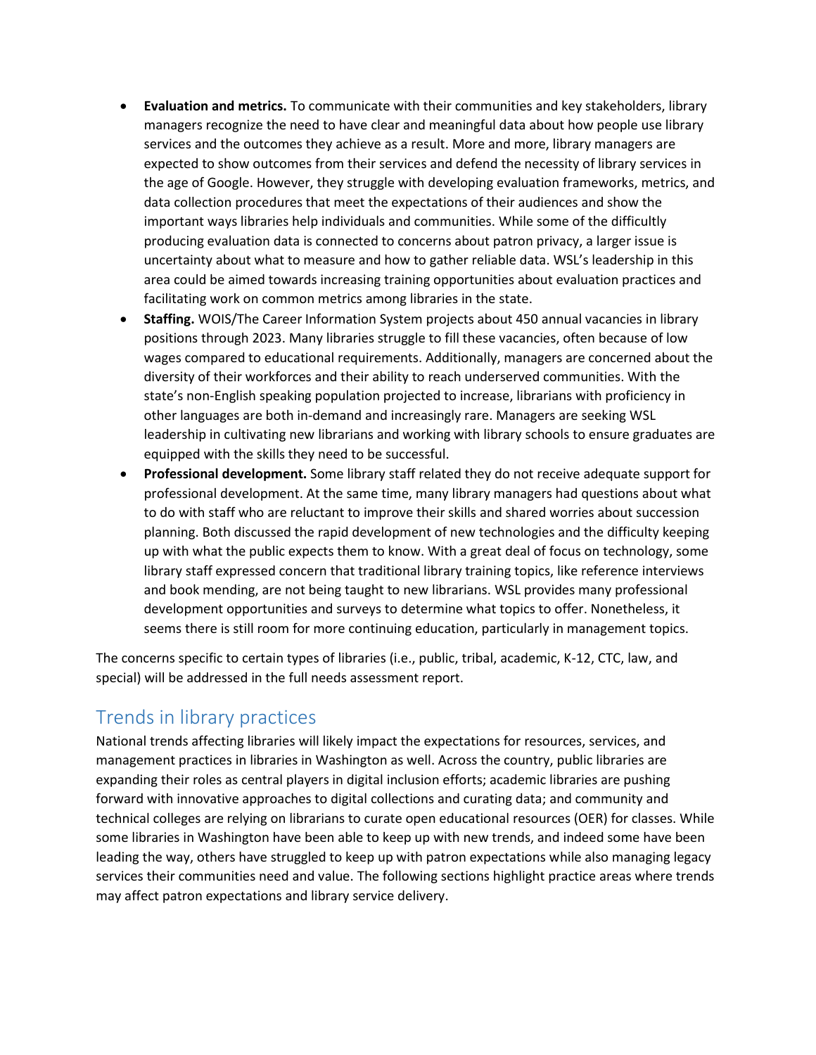- **Evaluation and metrics.** To communicate with their communities and key stakeholders, library managers recognize the need to have clear and meaningful data about how people use library services and the outcomes they achieve as a result. More and more, library managers are expected to show outcomes from their services and defend the necessity of library services in the age of Google. However, they struggle with developing evaluation frameworks, metrics, and data collection procedures that meet the expectations of their audiences and show the important ways libraries help individuals and communities. While some of the difficultly producing evaluation data is connected to concerns about patron privacy, a larger issue is uncertainty about what to measure and how to gather reliable data. WSL's leadership in this area could be aimed towards increasing training opportunities about evaluation practices and facilitating work on common metrics among libraries in the state.
- **Staffing.** WOIS/The Career Information System projects about 450 annual vacancies in library positions through 2023. Many libraries struggle to fill these vacancies, often because of low wages compared to educational requirements. Additionally, managers are concerned about the diversity of their workforces and their ability to reach underserved communities. With the state's non-English speaking population projected to increase, librarians with proficiency in other languages are both in-demand and increasingly rare. Managers are seeking WSL leadership in cultivating new librarians and working with library schools to ensure graduates are equipped with the skills they need to be successful.
- **Professional development.** Some library staff related they do not receive adequate support for professional development. At the same time, many library managers had questions about what to do with staff who are reluctant to improve their skills and shared worries about succession planning. Both discussed the rapid development of new technologies and the difficulty keeping up with what the public expects them to know. With a great deal of focus on technology, some library staff expressed concern that traditional library training topics, like reference interviews and book mending, are not being taught to new librarians. WSL provides many professional development opportunities and surveys to determine what topics to offer. Nonetheless, it seems there is still room for more continuing education, particularly in management topics.

The concerns specific to certain types of libraries (i.e., public, tribal, academic, K-12, CTC, law, and special) will be addressed in the full needs assessment report.

## Trends in library practices

National trends affecting libraries will likely impact the expectations for resources, services, and management practices in libraries in Washington as well. Across the country, public libraries are expanding their roles as central players in digital inclusion efforts; academic libraries are pushing forward with innovative approaches to digital collections and curating data; and community and technical colleges are relying on librarians to curate open educational resources (OER) for classes. While some libraries in Washington have been able to keep up with new trends, and indeed some have been leading the way, others have struggled to keep up with patron expectations while also managing legacy services their communities need and value. The following sections highlight practice areas where trends may affect patron expectations and library service delivery.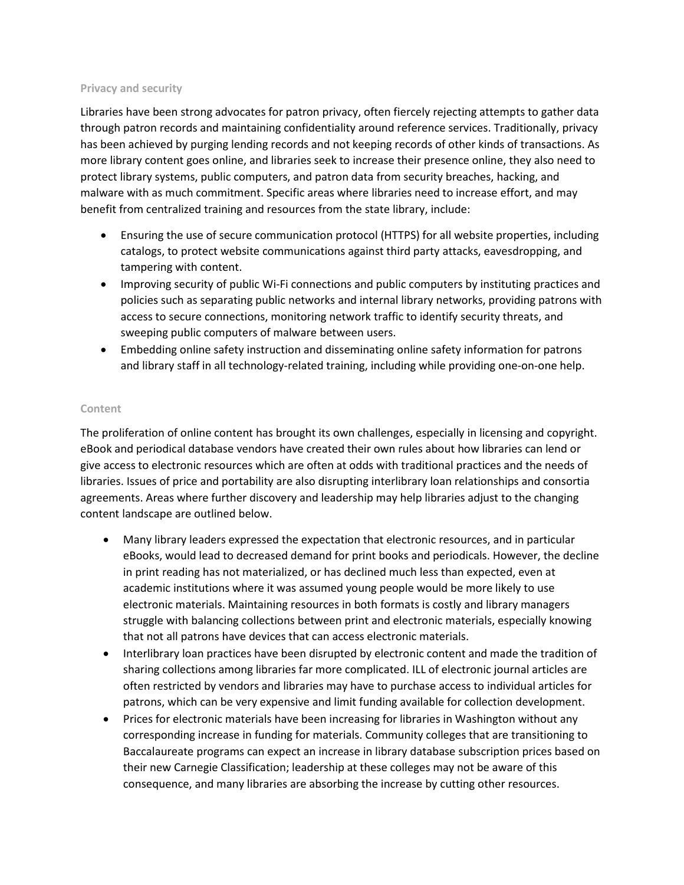### Privacy and security

Libraries have been strong advocates for patron privacy, often fiercely rejecting attempts to gather data through patron records and maintaining confidentiality around reference services. Traditionally, privacy has been achieved by purging lending records and not keeping records of other kinds of transactions. As more library content goes online, and libraries seek to increase their presence online, they also need to protect library systems, public computers, and patron data from security breaches, hacking, and malware with as much commitment. Specific areas where libraries need to increase effort, and may benefit from centralized training and resources from the state library, include:

- Ensuring the use of secure communication protocol (HTTPS) for all website properties, including catalogs, to protect website communications against third party attacks, eavesdropping, and tampering with content.
- Improving security of public Wi-Fi connections and public computers by instituting practices and policies such as separating public networks and internal library networks, providing patrons with access to secure connections, monitoring network traffic to identify security threats, and sweeping public computers of malware between users.
- Embedding online safety instruction and disseminating online safety information for patrons and library staff in all technology-related training, including while providing one-on-one help.

### Content

The proliferation of online content has brought its own challenges, especially in licensing and copyright. eBook and periodical database vendors have created their own rules about how libraries can lend or give access to electronic resources which are often at odds with traditional practices and the needs of libraries. Issues of price and portability are also disrupting interlibrary loan relationships and consortia agreements. Areas where further discovery and leadership may help libraries adjust to the changing content landscape are outlined below.

- Many library leaders expressed the expectation that electronic resources, and in particular eBooks, would lead to decreased demand for print books and periodicals. However, the decline in print reading has not materialized, or has declined much less than expected, even at academic institutions where it was assumed young people would be more likely to use electronic materials. Maintaining resources in both formats is costly and library managers struggle with balancing collections between print and electronic materials, especially knowing that not all patrons have devices that can access electronic materials.
- Interlibrary loan practices have been disrupted by electronic content and made the tradition of sharing collections among libraries far more complicated. ILL of electronic journal articles are often restricted by vendors and libraries may have to purchase access to individual articles for patrons, which can be very expensive and limit funding available for collection development.
- Prices for electronic materials have been increasing for libraries in Washington without any corresponding increase in funding for materials. Community colleges that are transitioning to Baccalaureate programs can expect an increase in library database subscription prices based on their new Carnegie Classification; leadership at these colleges may not be aware of this consequence, and many libraries are absorbing the increase by cutting other resources.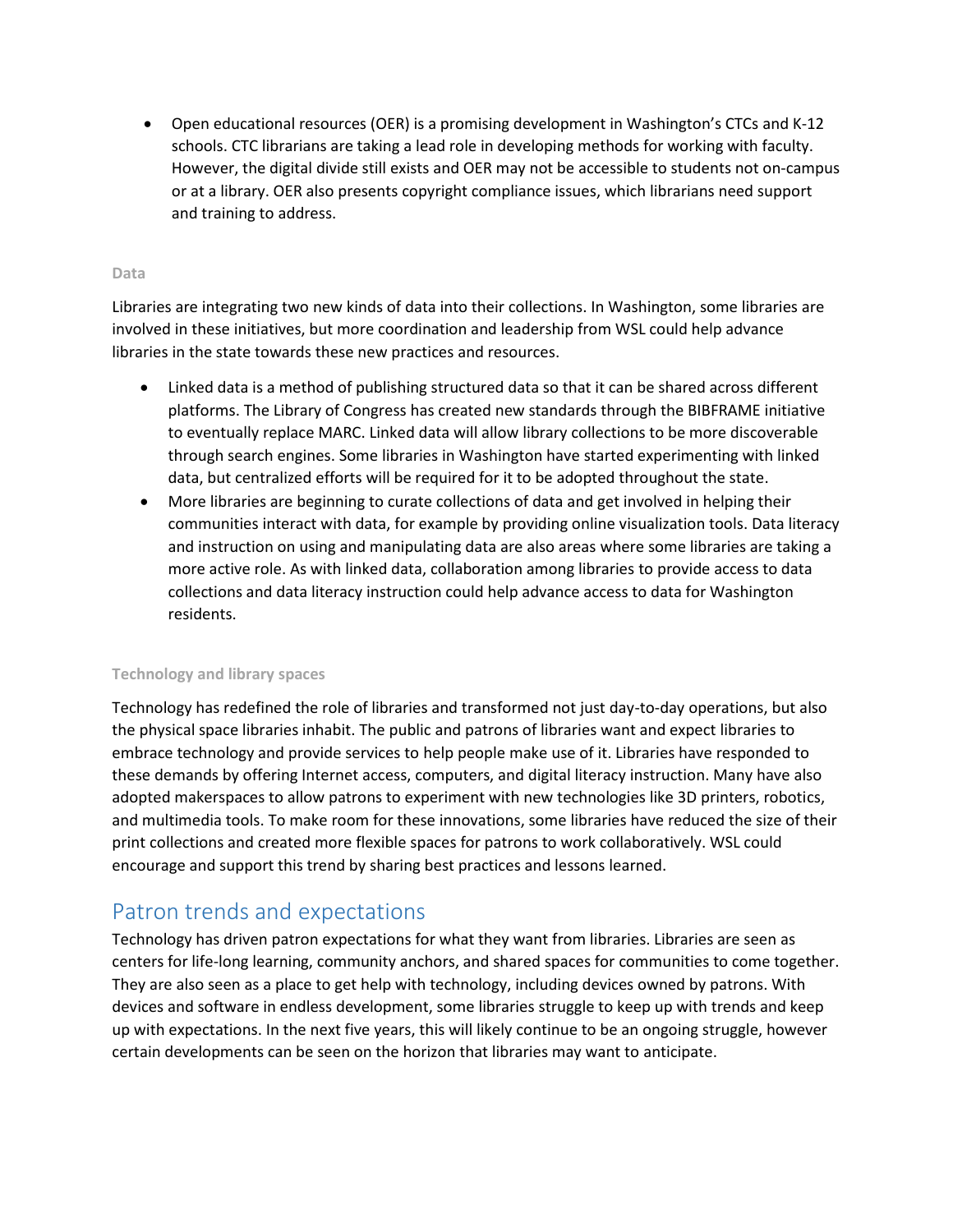- Open educational resources (OER) is a promising development in Washington's CTCs and K-12 schools. CTC librarians are taking a lead role in developing methods for working with faculty. However, the digital divide still exists and OER may not be accessible to students not on-campus or at a library. OER also presents copyright compliance issues, which librarians need support and training to address.

#### Data

Libraries are integrating two new kinds of data into their collections. In Washington, some libraries are involved in these initiatives, but more coordination and leadership from WSL could help advance libraries in the state towards these new practices and resources.

- Linked data is a method of publishing structured data so that it can be shared across different platforms. The Library of Congress has created new standards through the BIBFRAME initiative to eventually replace MARC. Linked data will allow library collections to be more discoverable through search engines. Some libraries in Washington have started experimenting with linked data, but centralized efforts will be required for it to be adopted throughout the state.
- More libraries are beginning to curate collections of data and get involved in helping their communities interact with data, for example by providing online visualization tools. Data literacy and instruction on using and manipulating data are also areas where some libraries are taking a more active role. As with linked data, collaboration among libraries to provide access to data collections and data literacy instruction could help advance access to data for Washington residents.

#### Technology and library spaces

Technology has redefined the role of libraries and transformed not just day-to-day operations, but also the physical space libraries inhabit. The public and patrons of libraries want and expect libraries to embrace technology and provide services to help people make use of it. Libraries have responded to these demands by offering Internet access, computers, and digital literacy instruction. Many have also adopted makerspaces to allow patrons to experiment with new technologies like 3D printers, robotics, and multimedia tools. To make room for these innovations, some libraries have reduced the size of their print collections and created more flexible spaces for patrons to work collaboratively. WSL could encourage and support this trend by sharing best practices and lessons learned.

## Patron trends and expectations

Technology has driven patron expectations for what they want from libraries. Libraries are seen as centers for life-long learning, community anchors, and shared spaces for communities to come together. They are also seen as a place to get help with technology, including devices owned by patrons. With devices and software in endless development, some libraries struggle to keep up with trends and keep up with expectations. In the next five years, this will likely continue to be an ongoing struggle, however certain developments can be seen on the horizon that libraries may want to anticipate.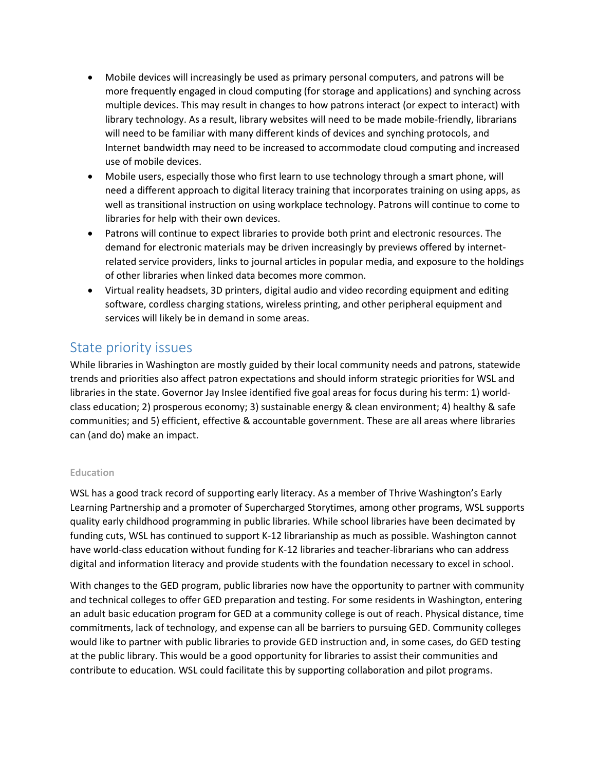- Mobile devices will increasingly be used as primary personal computers, and patrons will be more frequently engaged in cloud computing (for storage and applications) and synching across multiple devices. This may result in changes to how patrons interact (or expect to interact) with library technology. As a result, library websites will need to be made mobile-friendly, librarians will need to be familiar with many different kinds of devices and synching protocols, and Internet bandwidth may need to be increased to accommodate cloud computing and increased use of mobile devices.
- Mobile users, especially those who first learn to use technology through a smart phone, will need a different approach to digital literacy training that incorporates training on using apps, as well as transitional instruction on using workplace technology. Patrons will continue to come to libraries for help with their own devices.
- Patrons will continue to expect libraries to provide both print and electronic resources. The demand for electronic materials may be driven increasingly by previews offered by internet-related service providers, links to journal articles in popular media, and exposure to the holdings of other libraries when linked data becomes more common.
- Virtual reality headsets, 3D printers, digital audio and video recording equipment and editing software, cordless charging stations, wireless printing, and other peripheral equipment and services will likely be in demand in some areas.

## State priority issues

While libraries in Washington are mostly guided by their local community needs and patrons, statewide trends and priorities also affect patron expectations and should inform strategic priorities for WSL and libraries in the state. Governor Jay Inslee identified five goal areas for focus during his term: 1) world-class education; 2) prosperous economy; 3) sustainable energy & clean environment; 4) healthy & safe communities; and 5) efficient, effective & accountable government. These are all areas where libraries can (and do) make an impact.

#### Education

WSL has a good track record of supporting early literacy. As a member of Thrive Washington's Early Learning Partnership and a promoter of Supercharged Storytimes, among other programs, WSL supports quality early childhood programming in public libraries. While school libraries have been decimated by funding cuts, WSL has continued to support K-12 librarianship as much as possible. Washington cannot have world-class education without funding for K-12 libraries and teacher-librarians who can address digital and information literacy and provide students with the foundation necessary to excel in school.

With changes to the GED program, public libraries now have the opportunity to partner with community and technical colleges to offer GED preparation and testing. For some residents in Washington, entering an adult basic education program for GED at a community college is out of reach. Physical distance, time commitments, lack of technology, and expense can all be barriers to pursuing GED. Community colleges would like to partner with public libraries to provide GED instruction and, in some cases, do GED testing at the public library. This would be a good opportunity for libraries to assist their communities and contribute to education. WSL could facilitate this by supporting collaboration and pilot programs.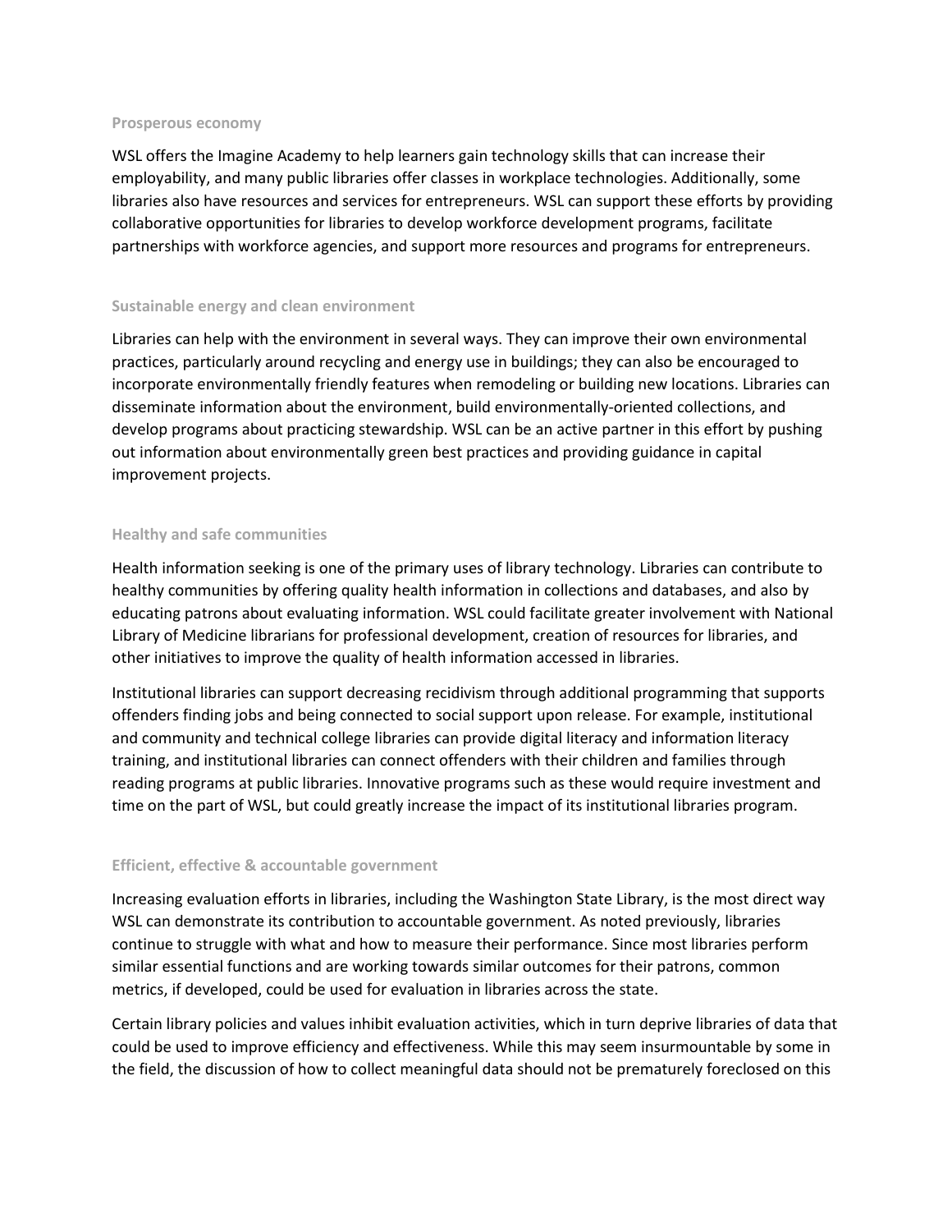### Prosperous economy

WSL offers the Imagine Academy to help learners gain technology skills that can increase their employability, and many public libraries offer classes in workplace technologies. Additionally, some libraries also have resources and services for entrepreneurs. WSL can support these efforts by providing collaborative opportunities for libraries to develop workforce development programs, facilitate partnerships with workforce agencies, and support more resources and programs for entrepreneurs.

### Sustainable energy and clean environment

Libraries can help with the environment in several ways. They can improve their own environmental practices, particularly around recycling and energy use in buildings; they can also be encouraged to incorporate environmentally friendly features when remodeling or building new locations. Libraries can disseminate information about the environment, build environmentally-oriented collections, and develop programs about practicing stewardship. WSL can be an active partner in this effort by pushing out information about environmentally green best practices and providing guidance in capital improvement projects.

### Healthy and safe communities

Health information seeking is one of the primary uses of library technology. Libraries can contribute to healthy communities by offering quality health information in collections and databases, and also by educating patrons about evaluating information. WSL could facilitate greater involvement with National Library of Medicine librarians for professional development, creation of resources for libraries, and other initiatives to improve the quality of health information accessed in libraries.

Institutional libraries can support decreasing recidivism through additional programming that supports offenders finding jobs and being connected to social support upon release. For example, institutional and community and technical college libraries can provide digital literacy and information literacy training, and institutional libraries can connect offenders with their children and families through reading programs at public libraries. Innovative programs such as these would require investment and time on the part of WSL, but could greatly increase the impact of its institutional libraries program.

### Efficient, effective & accountable government

Increasing evaluation efforts in libraries, including the Washington State Library, is the most direct way WSL can demonstrate its contribution to accountable government. As noted previously, libraries continue to struggle with what and how to measure their performance. Since most libraries perform similar essential functions and are working towards similar outcomes for their patrons, common metrics, if developed, could be used for evaluation in libraries across the state.

Certain library policies and values inhibit evaluation activities, which in turn deprive libraries of data that could be used to improve efficiency and effectiveness. While this may seem insurmountable by some in the field, the discussion of how to collect meaningful data should not be prematurely foreclosed on this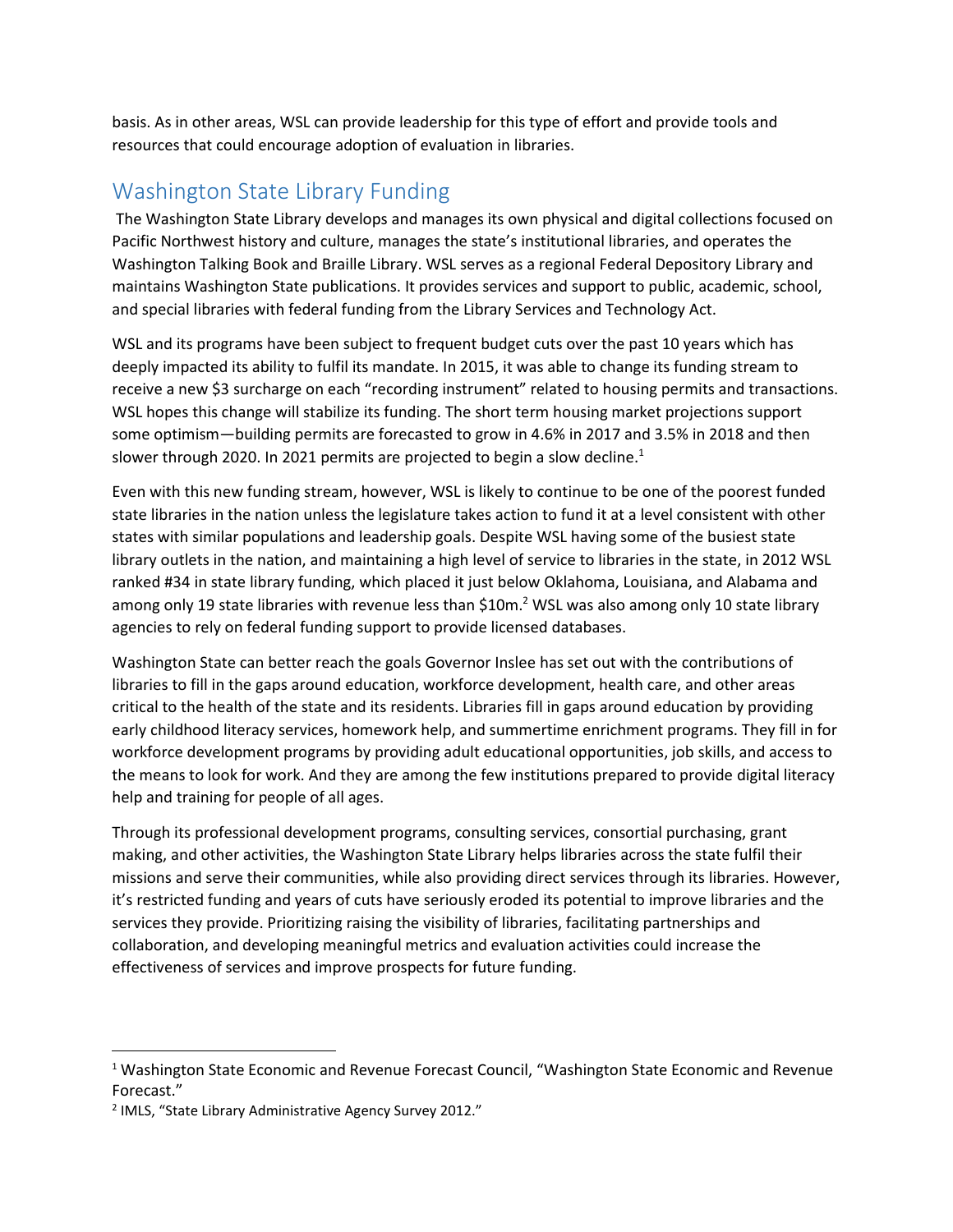basis. As in other areas, WSL can provide leadership for this type of effort and provide tools and resources that could encourage adoption of evaluation in libraries.

## Washington State Library Funding

The Washington State Library develops and manages its own physical and digital collections focused on Pacific Northwest history and culture, manages the state's institutional libraries, and operates the Washington Talking Book and Braille Library. WSL serves as a regional Federal Depository Library and maintains Washington State publications. It provides services and support to public, academic, school, and special libraries with federal funding from the Library Services and Technology Act.

WSL and its programs have been subject to frequent budget cuts over the past 10 years which has deeply impacted its ability to fulfil its mandate. In 2015, it was able to change its funding stream to receive a new $3 surcharge on each "recording instrument" related to housing permits and transactions. WSL hopes this change will stabilize its funding. The short term housing market projections support some optimism—building permits are forecasted to grow in 4.6% in 2017 and 3.5% in 2018 and then slower through 2020. In 2021 permits are projected to begin a slow decline.[1]

Even with this new funding stream, however, WSL is likely to continue to be one of the poorest funded state libraries in the nation unless the legislature takes action to fund it at a level consistent with other states with similar populations and leadership goals. Despite WSL having some of the busiest state library outlets in the nation, and maintaining a high level of service to libraries in the state, in 2012 WSL ranked #34 in state library funding, which placed it just below Oklahoma, Louisiana, and Alabama and among only 19 state libraries with revenue less than $10m.[2] WSL was also among only 10 state library agencies to rely on federal funding support to provide licensed databases.

Washington State can better reach the goals Governor Inslee has set out with the contributions of libraries to fill in the gaps around education, workforce development, health care, and other areas critical to the health of the state and its residents. Libraries fill in gaps around education by providing early childhood literacy services, homework help, and summertime enrichment programs. They fill in for workforce development programs by providing adult educational opportunities, job skills, and access to the means to look for work. And they are among the few institutions prepared to provide digital literacy help and training for people of all ages.

Through its professional development programs, consulting services, consortial purchasing, grant making, and other activities, the Washington State Library helps libraries across the state fulfil their missions and serve their communities, while also providing direct services through its libraries. However, it's restricted funding and years of cuts have seriously eroded its potential to improve libraries and the services they provide. Prioritizing raising the visibility of libraries, facilitating partnerships and collaboration, and developing meaningful metrics and evaluation activities could increase the effectiveness of services and improve prospects for future funding.

---

[1] Washington State Economic and Revenue Forecast Council, "Washington State Economic and Revenue Forecast."

[2] IMLS, "State Library Administrative Agency Survey 2012."